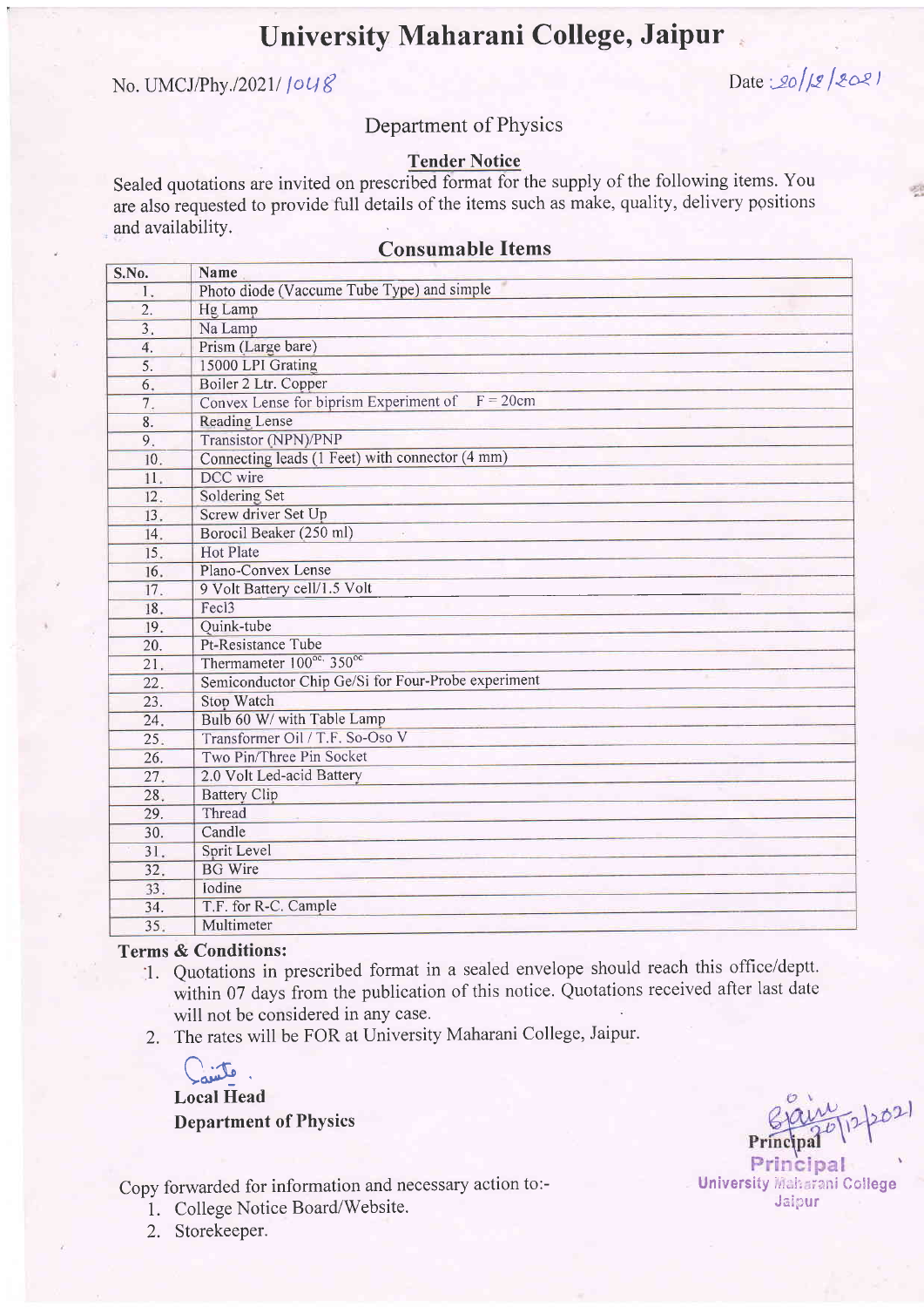# University Maharani College, Jaipur

No. UMCJ/Phy./2021/ 1048

Date : 20/12/2021

## Department of Physics

### Tender Notice

Sealed quotations are invited on prescribed format for the supply of the following items. You are also requested to provide full details of the items such as make, quality, delivery positions and availability.

### Consumable Items

| S.No. | Name |
|---|---|
| 1. | Photo diode (Vaccume Tube Type) and simple |
| 2. | Hg Lamp |
| 3. | Na Lamp |
| 4. | Prism (Large bare) |
| 5. | 15000 LPI Grating |
| 6. | Boiler 2 Ltr. Copper |
| 7. | Convex Lense for biprism Experiment of F = 20cm |
| 8. | Reading Lense |
| 9. | Transistor (NPN)/PNP |
| 10. | Connecting leads (1 Feet) with connector (4 mm) |
| 11. | DCC wire |
| 12. | Soldering Set |
| 13. | Screw driver Set Up |
| 14. | Borocil Beaker (250 ml) |
| 15. | Hot Plate |
| 16. | Plano-Convex Lense |
| 17. | 9 Volt Battery cell/1.5 Volt |
| 18. | Fecl3 |
| 19. | Quink-tube |
| 20. | Pt-Resistance Tube |
| 21. | Thermameter $100^{oc,}$ $350^{oc}$ |
| 22. | Semiconductor Chip Ge/Si for Four-Probe experiment |
| 23. | Stop Watch |
| 24. | Bulb 60 W/ with Table Lamp |
| 25. | Transformer Oil / T.F. So-Oso V |
| 26. | Two Pin/Three Pin Socket |
| 27. | 2.0 Volt Led-acid Battery |
| 28. | Battery Clip |
| 29. | Thread |
| 30. | Candle |
| 31. | Sprit Level |
| 32. | BG Wire |
| 33. | Iodine |
| 34. | T.F. for R-C. Cample |
| 35. | Multimeter |

**Terms & Conditions:**

1. Quotations in prescribed format in a sealed envelope should reach this office/deptt. within 07 days from the publication of this notice. Quotations received after last date will not be considered in any case.
2. The rates will be FOR at University Maharani College, Jaipur.

**Local Head**
**Department of Physics**

Principal
20/12/2021
**Principal**
**University Maharani College**
**Jaipur**

Copy forwarded for information and necessary action to:-

1. College Notice Board/Website.
2. Storekeeper.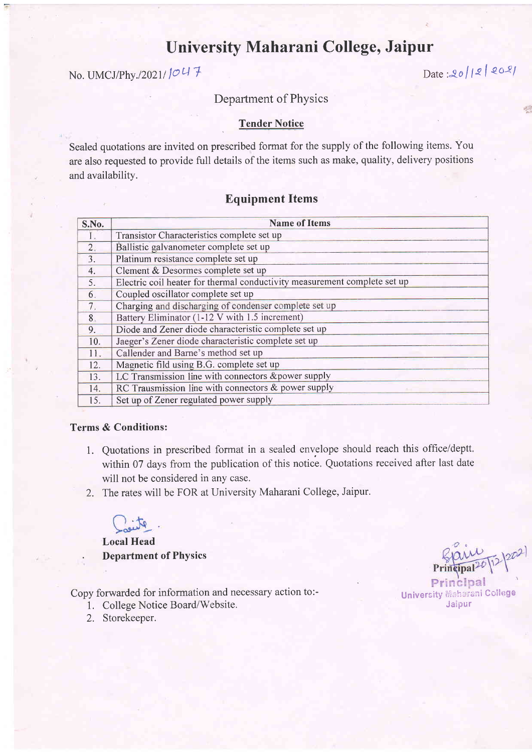# University Maharani College, Jaipur

No. UMCJ/Phy./2021/ 1047

Date : 20/12/2021

Department of Physics

**Tender Notice**

Sealed quotations are invited on prescribed format for the supply of the following items. You are also requested to provide full details of the items such as make, quality, delivery positions and availability.

## Equipment Items

| S.No. | Name of Items |
|---|---|
| 1. | Transistor Characteristics complete set up |
| 2. | Ballistic galvanometer complete set up |
| 3. | Platinum resistance complete set up |
| 4. | Clement & Desormes complete set up |
| 5. | Electric coil heater for thermal conductivity measurement complete set up |
| 6. | Coupled oscillator complete set up |
| 7. | Charging and discharging of condenser complete set up |
| 8. | Battery Eliminator (1-12 V with 1.5 increment) |
| 9. | Diode and Zener diode characteristic complete set up |
| 10. | Jaeger's Zener diode characteristic complete set up |
| 11. | Callender and Barne's method set up |
| 12. | Magnetic fild using B.G. complete set up |
| 13. | LC Transmission line with connectors &power supply |
| 14. | RC Trausmission line with connectors & power supply |
| 15. | Set up of Zener regulated power supply |

**Terms & Conditions:**

1. Quotations in prescribed format in a sealed envelope should reach this office/deptt. within 07 days from the publication of this notice. Quotations received after last date will not be considered in any case.
2. The rates will be FOR at University Maharani College, Jaipur.

**Local Head**
**Department of Physics**

Principal 20/12/2021
Principal
University Maharani College
Jaipur

Copy forwarded for information and necessary action to:-

1. College Notice Board/Website.
2. Storekeeper.